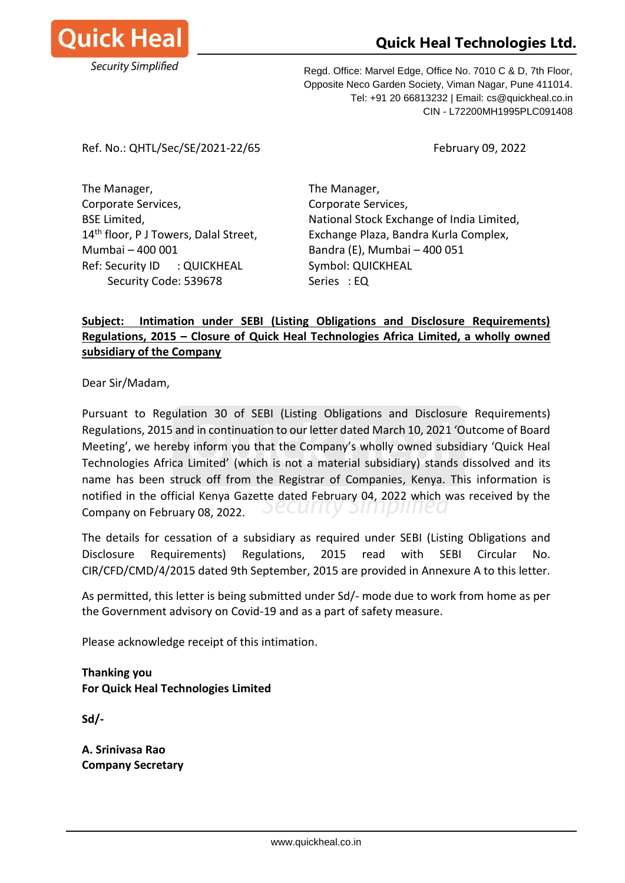**Quick Heal Technologies Ltd.**

Regd. Office: Marvel Edge, Office No. 7010 C & D, 7th Floor,
Opposite Neco Garden Society, Viman Nagar, Pune 411014.
Tel: +91 20 66813232 | Email: cs@quickheal.co.in
CIN - L72200MH1995PLC091408

Ref. No.: QHTL/Sec/SE/2021-22/65

February 09, 2022

The Manager,
Corporate Services,
BSE Limited,
14th floor, P J Towers, Dalal Street,
Mumbai – 400 001
Ref: Security ID : QUICKHEAL
Security Code: 539678

The Manager,
Corporate Services,
National Stock Exchange of India Limited,
Exchange Plaza, Bandra Kurla Complex,
Bandra (E), Mumbai – 400 051
Symbol: QUICKHEAL
Series : EQ

**Subject: Intimation under SEBI (Listing Obligations and Disclosure Requirements) Regulations, 2015 – Closure of Quick Heal Technologies Africa Limited, a wholly owned subsidiary of the Company**

Dear Sir/Madam,

Pursuant to Regulation 30 of SEBI (Listing Obligations and Disclosure Requirements) Regulations, 2015 and in continuation to our letter dated March 10, 2021 'Outcome of Board Meeting', we hereby inform you that the Company's wholly owned subsidiary 'Quick Heal Technologies Africa Limited' (which is not a material subsidiary) stands dissolved and its name has been struck off from the Registrar of Companies, Kenya. This information is notified in the official Kenya Gazette dated February 04, 2022 which was received by the Company on February 08, 2022.

The details for cessation of a subsidiary as required under SEBI (Listing Obligations and Disclosure Requirements) Regulations, 2015 read with SEBI Circular No. CIR/CFD/CMD/4/2015 dated 9th September, 2015 are provided in Annexure A to this letter.

As permitted, this letter is being submitted under Sd/- mode due to work from home as per the Government advisory on Covid-19 and as a part of safety measure.

Please acknowledge receipt of this intimation.

**Thanking you**
**For Quick Heal Technologies Limited**

**Sd/-**

**A. Srinivasa Rao**
**Company Secretary**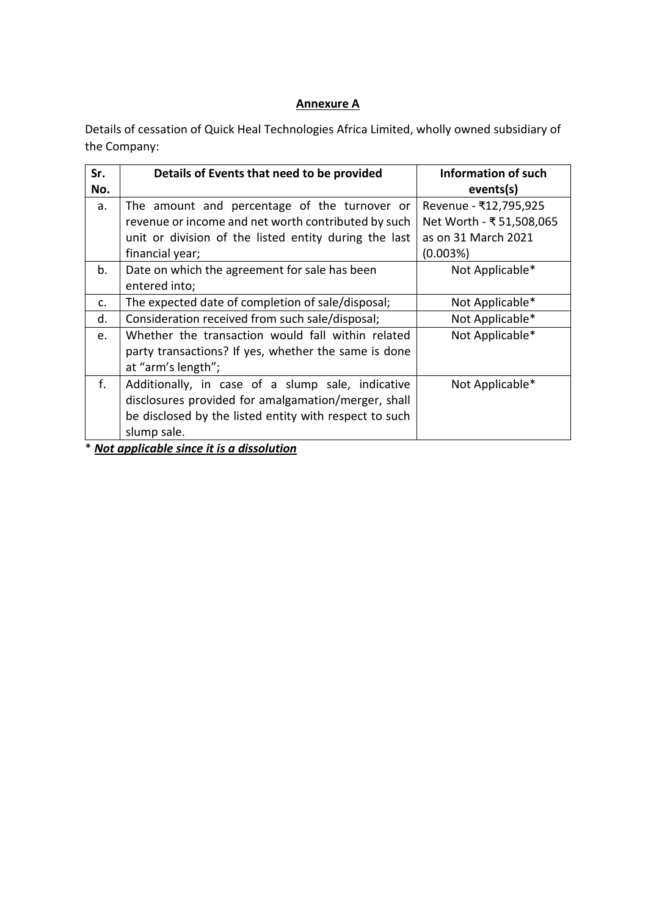**Annexure A**

Details of cessation of Quick Heal Technologies Africa Limited, wholly owned subsidiary of the Company:

| Sr. No. | Details of Events that need to be provided | Information of such events(s) |
|---|---|---|
| a. | The amount and percentage of the turnover or revenue or income and net worth contributed by such unit or division of the listed entity during the last financial year; | Revenue - ₹12,795,925<br>Net Worth - ₹ 51,508,065<br>as on 31 March 2021<br>(0.003%) |
| b. | Date on which the agreement for sale has been entered into; | Not Applicable* |
| c. | The expected date of completion of sale/disposal; | Not Applicable* |
| d. | Consideration received from such sale/disposal; | Not Applicable* |
| e. | Whether the transaction would fall within related party transactions? If yes, whether the same is done at "arm's length"; | Not Applicable* |
| f. | Additionally, in case of a slump sale, indicative disclosures provided for amalgamation/merger, shall be disclosed by the listed entity with respect to such slump sale. | Not Applicable* |

\* ***Not applicable since it is a dissolution***